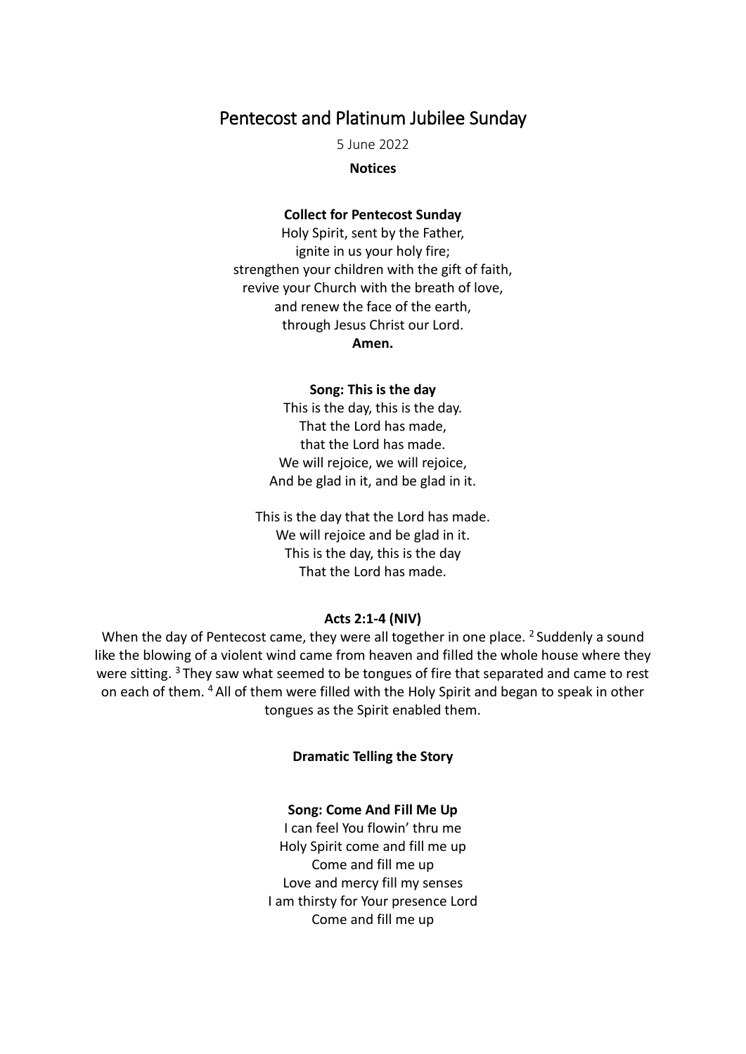# Pentecost and Platinum Jubilee Sunday

5 June 2022

**Notices**

**Collect for Pentecost Sunday**

Holy Spirit, sent by the Father,
ignite in us your holy fire;
strengthen your children with the gift of faith,
revive your Church with the breath of love,
and renew the face of the earth,
through Jesus Christ our Lord.
**Amen.**

**Song: This is the day**

This is the day, this is the day.
That the Lord has made,
that the Lord has made.
We will rejoice, we will rejoice,
And be glad in it, and be glad in it.

This is the day that the Lord has made.
We will rejoice and be glad in it.
This is the day, this is the day
That the Lord has made.

**Acts 2:1-4 (NIV)**

When the day of Pentecost came, they were all together in one place. [2] Suddenly a sound like the blowing of a violent wind came from heaven and filled the whole house where they were sitting. [3] They saw what seemed to be tongues of fire that separated and came to rest on each of them. [4] All of them were filled with the Holy Spirit and began to speak in other tongues as the Spirit enabled them.

**Dramatic Telling the Story**

**Song: Come And Fill Me Up**

I can feel You flowin' thru me
Holy Spirit come and fill me up
Come and fill me up
Love and mercy fill my senses
I am thirsty for Your presence Lord
Come and fill me up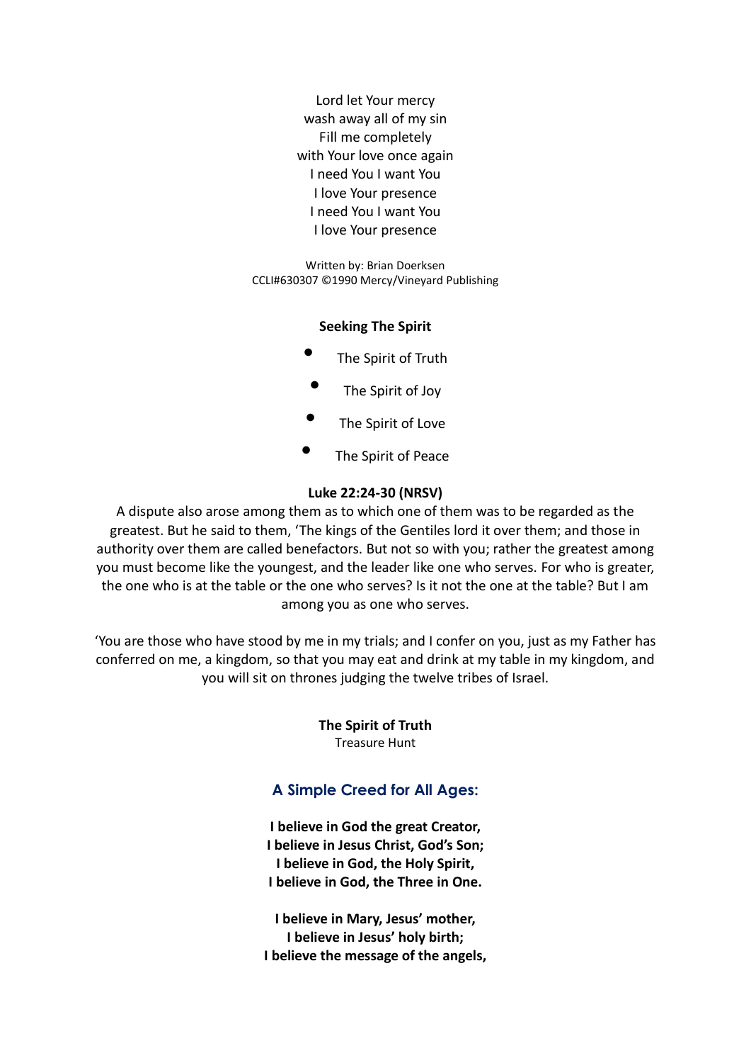Lord let Your mercy
wash away all of my sin
Fill me completely
with Your love once again
I need You I want You
I love Your presence
I need You I want You
I love Your presence

Written by: Brian Doerksen
CCLI#630307 ©1990 Mercy/Vineyard Publishing

**Seeking The Spirit**

- The Spirit of Truth
- The Spirit of Joy
- The Spirit of Love
- The Spirit of Peace

**Luke 22:24-30 (NRSV)**

A dispute also arose among them as to which one of them was to be regarded as the greatest. But he said to them, 'The kings of the Gentiles lord it over them; and those in authority over them are called benefactors. But not so with you; rather the greatest among you must become like the youngest, and the leader like one who serves. For who is greater, the one who is at the table or the one who serves? Is it not the one at the table? But I am among you as one who serves.

'You are those who have stood by me in my trials; and I confer on you, just as my Father has conferred on me, a kingdom, so that you may eat and drink at my table in my kingdom, and you will sit on thrones judging the twelve tribes of Israel.

**The Spirit of Truth**
Treasure Hunt

## A Simple Creed for All Ages:

**I believe in God the great Creator,**
**I believe in Jesus Christ, God's Son;**
**I believe in God, the Holy Spirit,**
**I believe in God, the Three in One.**

**I believe in Mary, Jesus' mother,**
**I believe in Jesus' holy birth;**
**I believe the message of the angels,**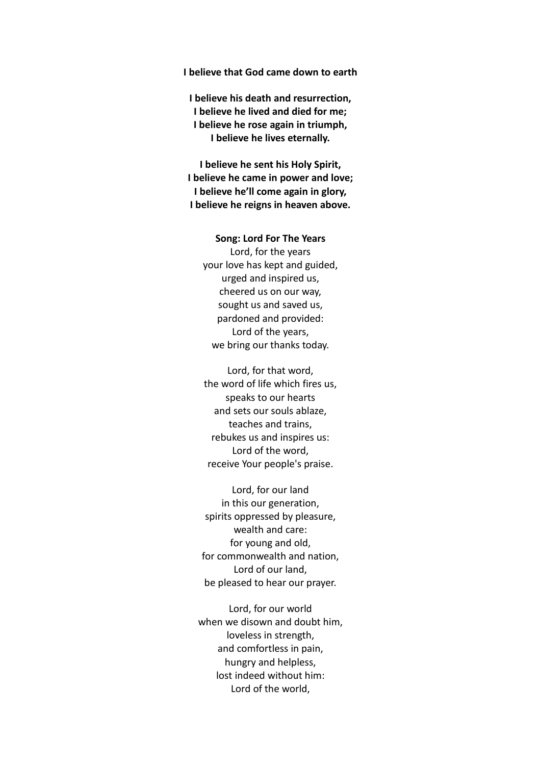**I believe that God came down to earth**

**I believe his death and resurrection,**
**I believe he lived and died for me;**
**I believe he rose again in triumph,**
**I believe he lives eternally.**

**I believe he sent his Holy Spirit,**
**I believe he came in power and love;**
**I believe he'll come again in glory,**
**I believe he reigns in heaven above.**

**Song: Lord For The Years**

Lord, for the years
your love has kept and guided,
urged and inspired us,
cheered us on our way,
sought us and saved us,
pardoned and provided:
Lord of the years,
we bring our thanks today.

Lord, for that word,
the word of life which fires us,
speaks to our hearts
and sets our souls ablaze,
teaches and trains,
rebukes us and inspires us:
Lord of the word,
receive Your people's praise.

Lord, for our land
in this our generation,
spirits oppressed by pleasure,
wealth and care:
for young and old,
for commonwealth and nation,
Lord of our land,
be pleased to hear our prayer.

Lord, for our world
when we disown and doubt him,
loveless in strength,
and comfortless in pain,
hungry and helpless,
lost indeed without him:
Lord of the world,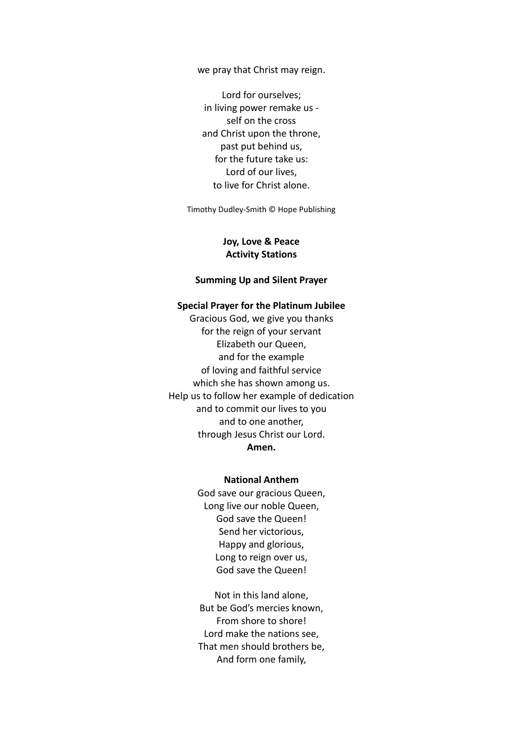we pray that Christ may reign.

Lord for ourselves;
in living power remake us -
self on the cross
and Christ upon the throne,
past put behind us,
for the future take us:
Lord of our lives,
to live for Christ alone.

Timothy Dudley-Smith © Hope Publishing

**Joy, Love & Peace**
**Activity Stations**

**Summing Up and Silent Prayer**

**Special Prayer for the Platinum Jubilee**

Gracious God, we give you thanks
for the reign of your servant
Elizabeth our Queen,
and for the example
of loving and faithful service
which she has shown among us.
Help us to follow her example of dedication
and to commit our lives to you
and to one another,
through Jesus Christ our Lord.
**Amen.**

**National Anthem**

God save our gracious Queen,
Long live our noble Queen,
God save the Queen!
Send her victorious,
Happy and glorious,
Long to reign over us,
God save the Queen!

Not in this land alone,
But be God's mercies known,
From shore to shore!
Lord make the nations see,
That men should brothers be,
And form one family,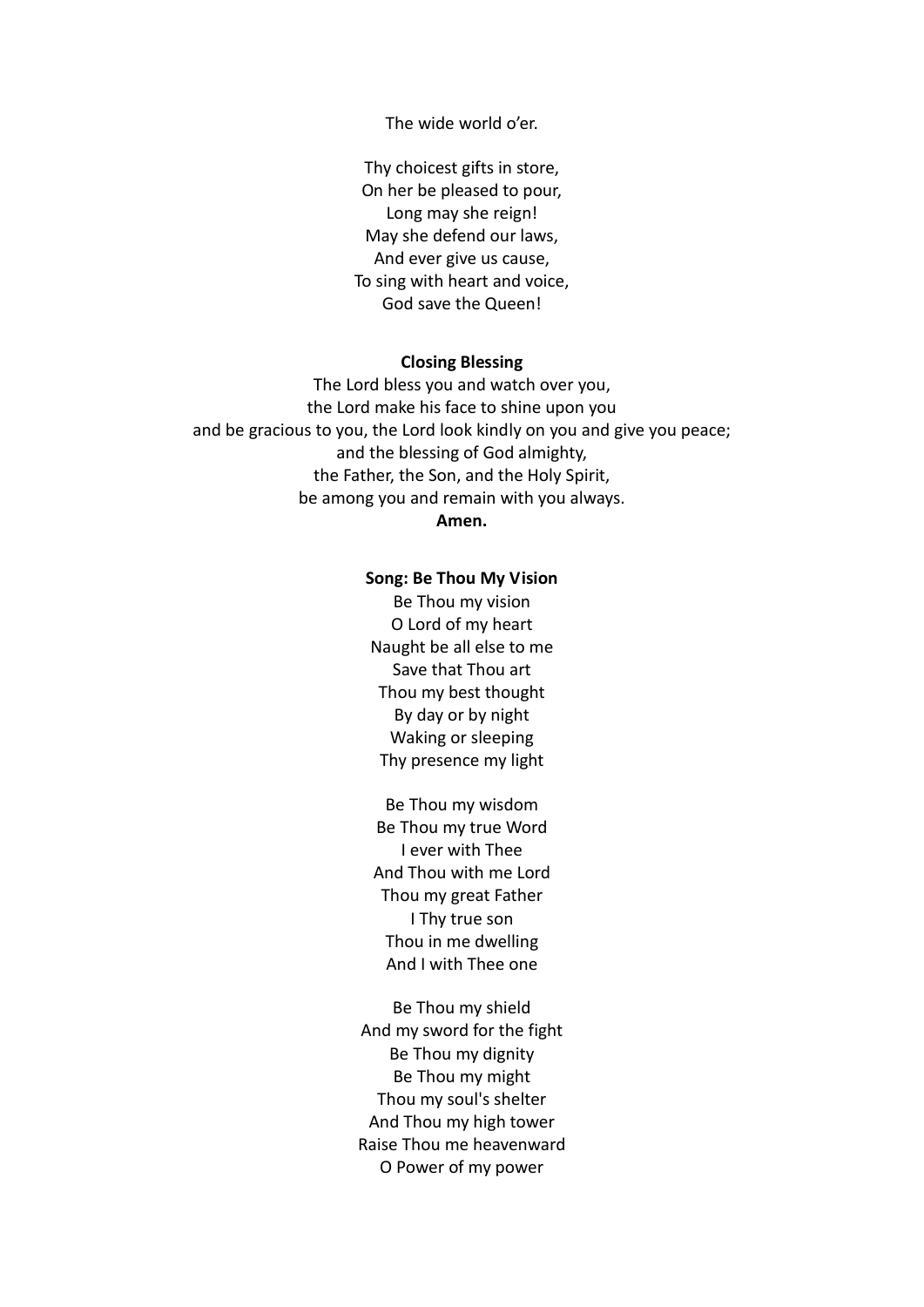The wide world o'er.

Thy choicest gifts in store,  
On her be pleased to pour,  
Long may she reign!  
May she defend our laws,  
And ever give us cause,  
To sing with heart and voice,  
God save the Queen!

**Closing Blessing**

The Lord bless you and watch over you,  
the Lord make his face to shine upon you  
and be gracious to you, the Lord look kindly on you and give you peace;  
and the blessing of God almighty,  
the Father, the Son, and the Holy Spirit,  
be among you and remain with you always.  
**Amen.**

**Song: Be Thou My Vision**

Be Thou my vision  
O Lord of my heart  
Naught be all else to me  
Save that Thou art  
Thou my best thought  
By day or by night  
Waking or sleeping  
Thy presence my light

Be Thou my wisdom  
Be Thou my true Word  
I ever with Thee  
And Thou with me Lord  
Thou my great Father  
I Thy true son  
Thou in me dwelling  
And I with Thee one

Be Thou my shield  
And my sword for the fight  
Be Thou my dignity  
Be Thou my might  
Thou my soul's shelter  
And Thou my high tower  
Raise Thou me heavenward  
O Power of my power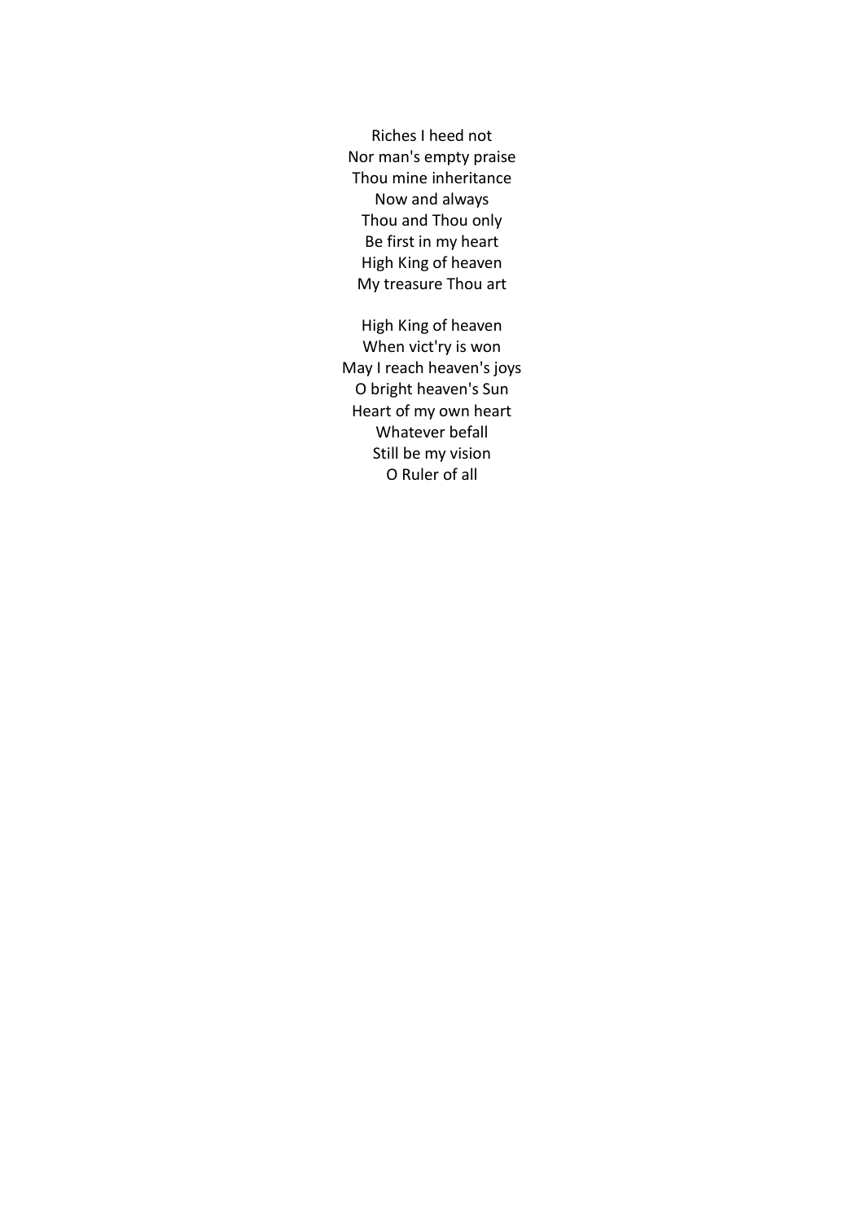Riches I heed not
Nor man's empty praise
Thou mine inheritance
Now and always
Thou and Thou only
Be first in my heart
High King of heaven
My treasure Thou art

High King of heaven
When vict'ry is won
May I reach heaven's joys
O bright heaven's Sun
Heart of my own heart
Whatever befall
Still be my vision
O Ruler of all